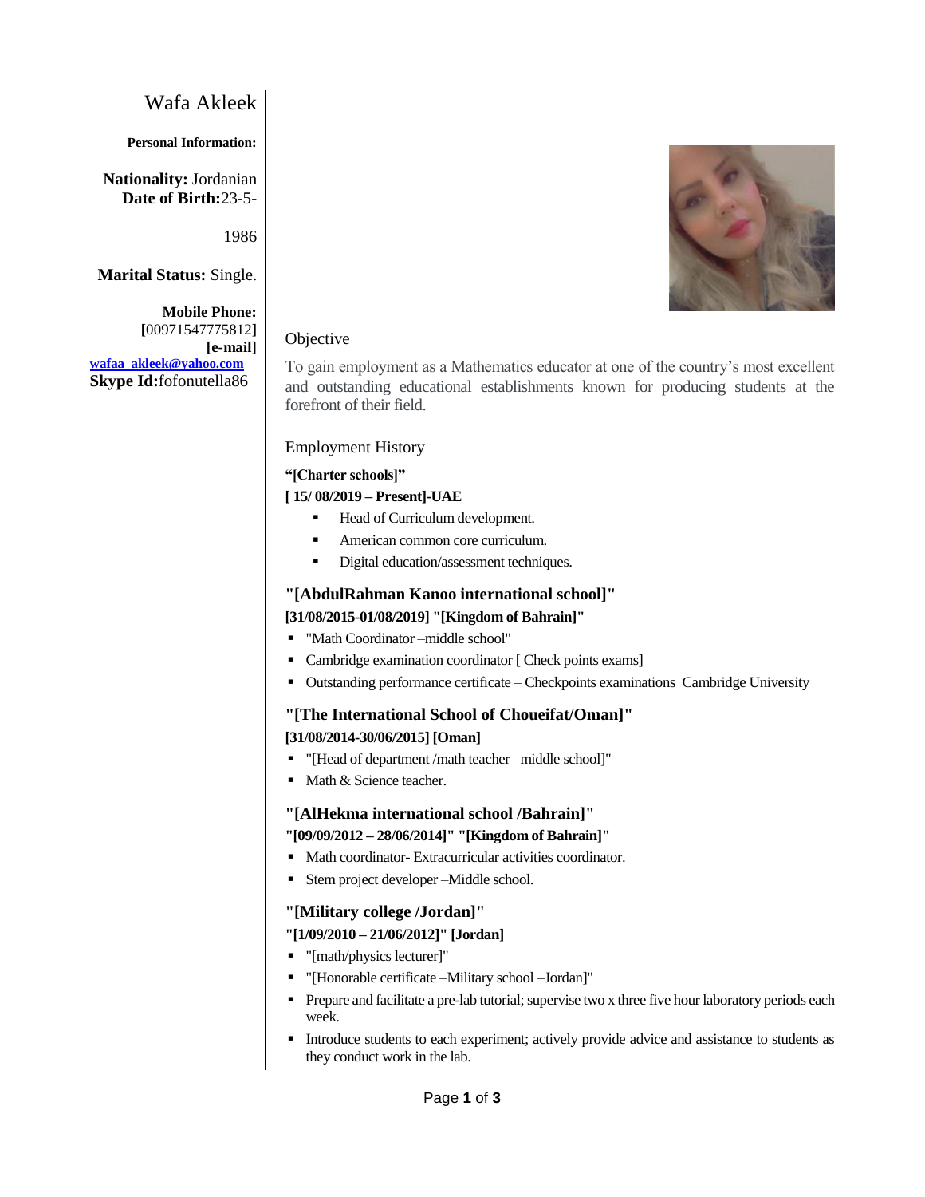# Wafa Akleek

**Personal Information:**

**Nationality:** Jordanian
**Date of Birth:** 23-5-1986

**Marital Status:** Single.

**Mobile Phone:**
**[**00971547775812**]**
**[e-mail]**
**wafaa_akleek@yahoo.com**
**Skype Id:** fofonutella86

## Objective

To gain employment as a Mathematics educator at one of the country's most excellent and outstanding educational establishments known for producing students at the forefront of their field.

## Employment History

**"[Charter schools]"**

**[ 15/ 08/2019 – Present]-UAE**

- Head of Curriculum development.
- American common core curriculum.
- Digital education/assessment techniques.

### "[AbdulRahman Kanoo international school]"

**[31/08/2015-01/08/2019] "[Kingdom of Bahrain]"**

- "Math Coordinator –middle school"
- Cambridge examination coordinator [ Check points exams]
- Outstanding performance certificate – Checkpoints examinations Cambridge University

### "[The International School of Choueifat/Oman]"

**[31/08/2014-30/06/2015] [Oman]**

- "[Head of department /math teacher –middle school]"
- Math & Science teacher.

### "[AlHekma international school /Bahrain]"

**"[09/09/2012 – 28/06/2014]" "[Kingdom of Bahrain]"**

- Math coordinator- Extracurricular activities coordinator.
- Stem project developer –Middle school.

### "[Military college /Jordan]"

**"[1/09/2010 – 21/06/2012]" [Jordan]**

- "[math/physics lecturer]"
- "[Honorable certificate –Military school –Jordan]"
- Prepare and facilitate a pre-lab tutorial; supervise two x three five hour laboratory periods each week.
- Introduce students to each experiment; actively provide advice and assistance to students as they conduct work in the lab.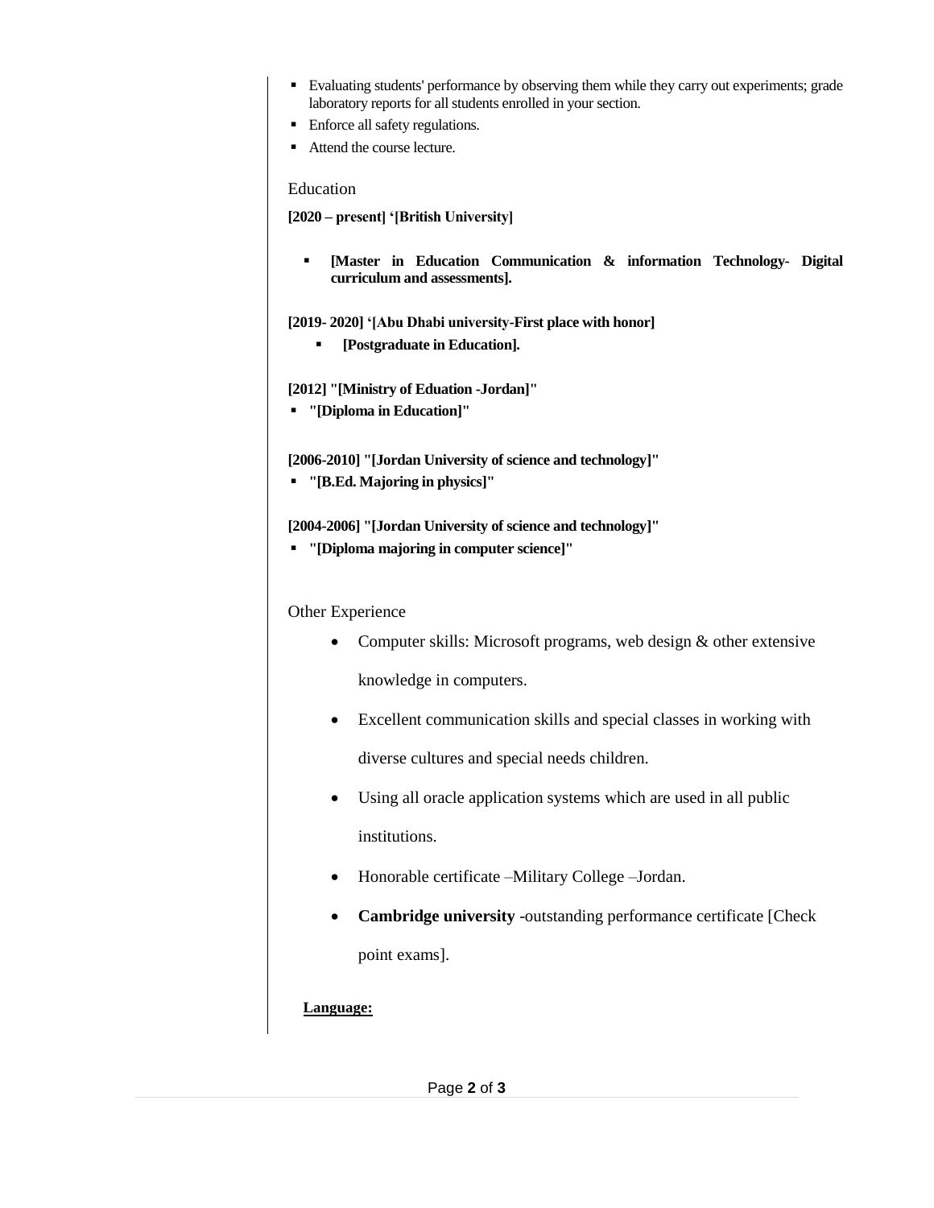- Evaluating students' performance by observing them while they carry out experiments; grade laboratory reports for all students enrolled in your section.
- Enforce all safety regulations.
- Attend the course lecture.

## Education

**[2020 – present] '[British University]**

- **[Master in Education Communication & information Technology- Digital curriculum and assessments].**

**[2019- 2020] '[Abu Dhabi university-First place with honor]**

- **[Postgraduate in Education].**

**[2012] "[Ministry of Eduation -Jordan]"**

- **"[Diploma in Education]"**

**[2006-2010] "[Jordan University of science and technology]"**

- **"[B.Ed. Majoring in physics]"**

**[2004-2006] "[Jordan University of science and technology]"**

- **"[Diploma majoring in computer science]"**

## Other Experience

- Computer skills: Microsoft programs, web design & other extensive knowledge in computers.
- Excellent communication skills and special classes in working with diverse cultures and special needs children.
- Using all oracle application systems which are used in all public institutions.
- Honorable certificate –Military College –Jordan.
- **Cambridge university** -outstanding performance certificate [Check point exams].

**Language:**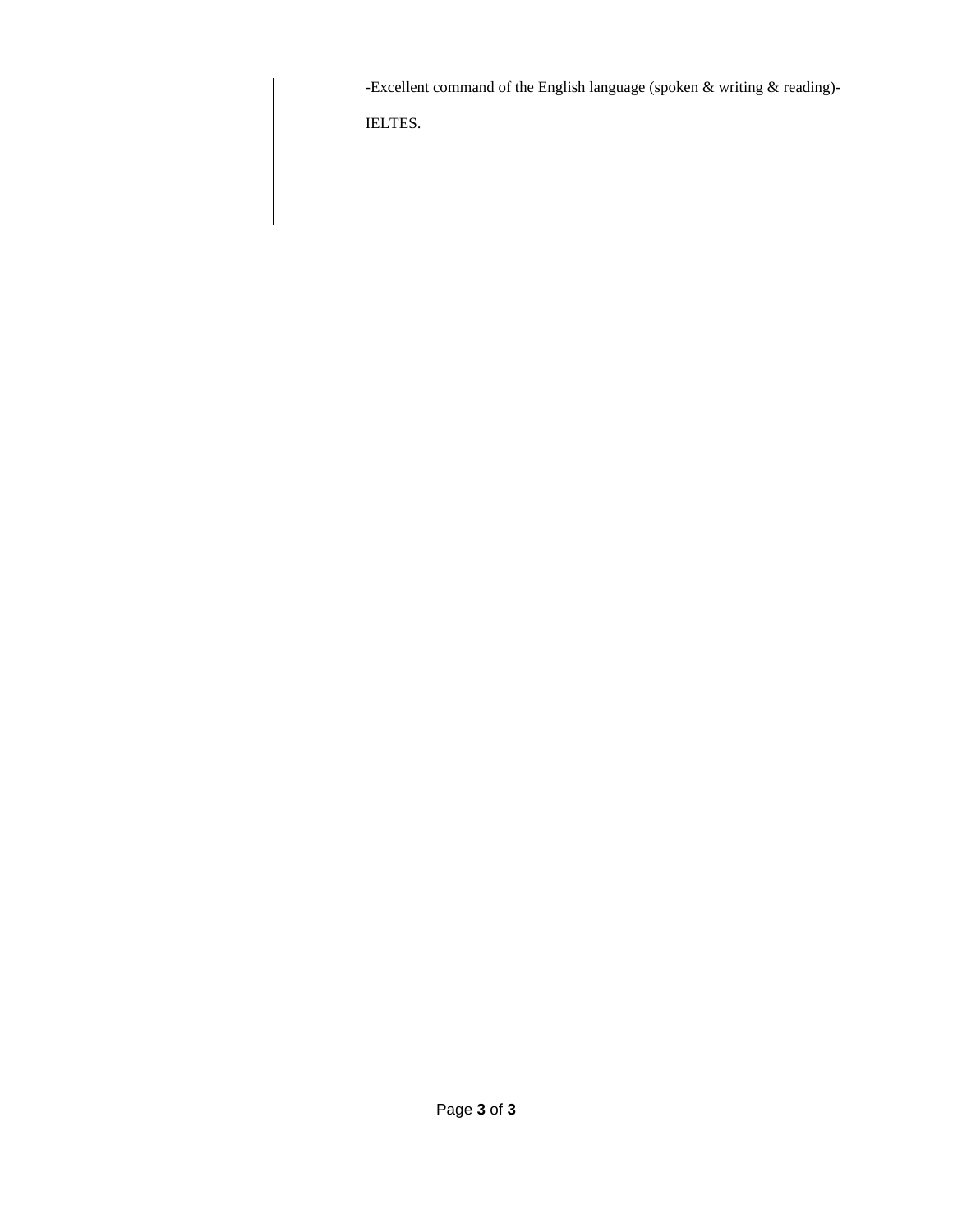-Excellent command of the English language (spoken & writing & reading)-

IELTES.